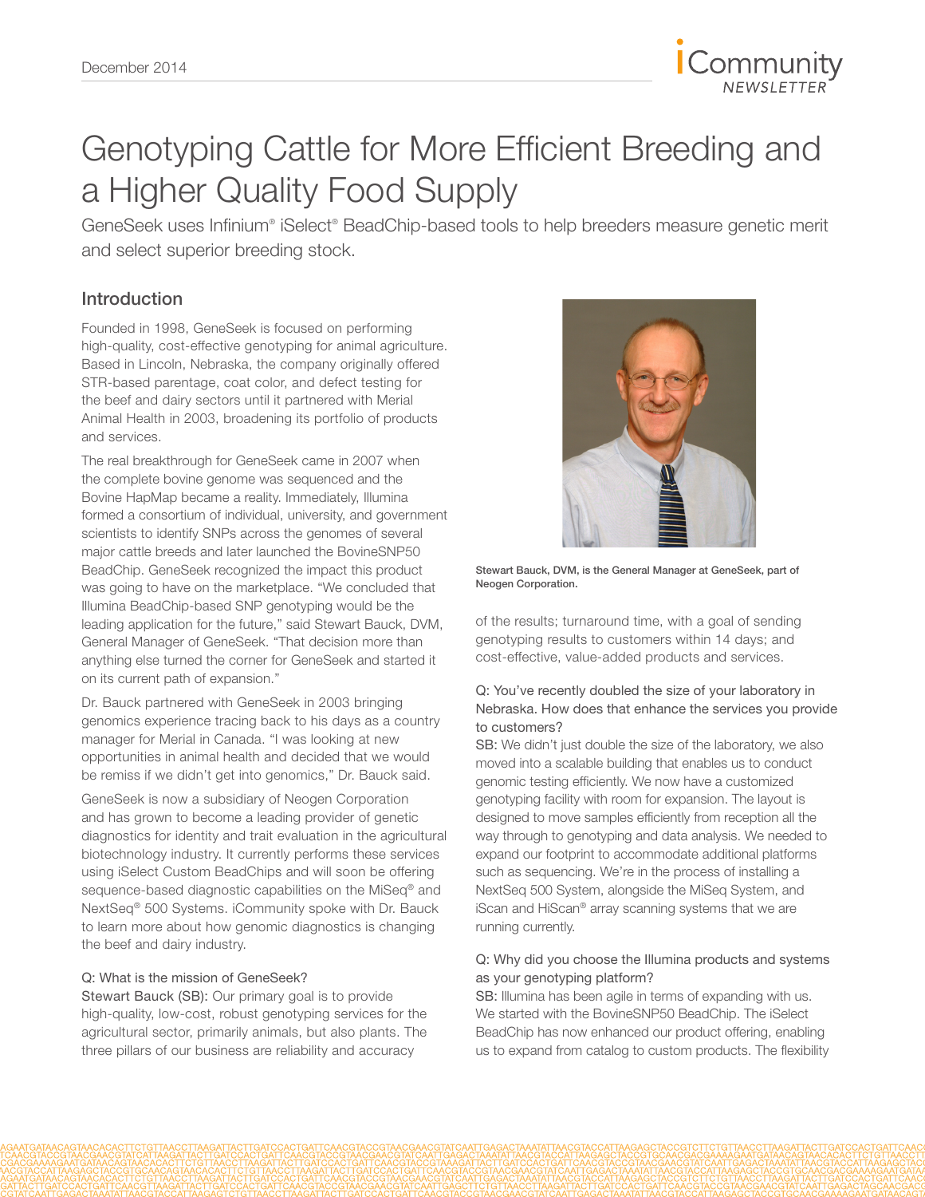# Genotyping Cattle for More Efficient Breeding and a Higher Quality Food Supply

GeneSeek uses Infinium® iSelect® BeadChip-based tools to help breeders measure genetic merit and select superior breeding stock.

## Introduction

Founded in 1998, GeneSeek is focused on performing high-quality, cost-effective genotyping for animal agriculture. Based in Lincoln, Nebraska, the company originally offered STR-based parentage, coat color, and defect testing for the beef and dairy sectors until it partnered with Merial Animal Health in 2003, broadening its portfolio of products and services.

The real breakthrough for GeneSeek came in 2007 when the complete bovine genome was sequenced and the Bovine HapMap became a reality. Immediately, Illumina formed a consortium of individual, university, and government scientists to identify SNPs across the genomes of several major cattle breeds and later launched the BovineSNP50 BeadChip. GeneSeek recognized the impact this product was going to have on the marketplace. "We concluded that Illumina BeadChip-based SNP genotyping would be the leading application for the future," said Stewart Bauck, DVM, General Manager of GeneSeek. "That decision more than anything else turned the corner for GeneSeek and started it on its current path of expansion."

Dr. Bauck partnered with GeneSeek in 2003 bringing genomics experience tracing back to his days as a country manager for Merial in Canada. "I was looking at new opportunities in animal health and decided that we would be remiss if we didn't get into genomics," Dr. Bauck said.

GeneSeek is now a subsidiary of Neogen Corporation and has grown to become a leading provider of genetic diagnostics for identity and trait evaluation in the agricultural biotechnology industry. It currently performs these services using iSelect Custom BeadChips and will soon be offering sequence-based diagnostic capabilities on the MiSeq® and NextSeq® 500 Systems. iCommunity spoke with Dr. Bauck to learn more about how genomic diagnostics is changing the beef and dairy industry.

**Q: What is the mission of GeneSeek?**

**Stewart Bauck (SB):** Our primary goal is to provide high-quality, low-cost, robust genotyping services for the agricultural sector, primarily animals, but also plants. The three pillars of our business are reliability and accuracy of the results; turnaround time, with a goal of sending genotyping results to customers within 14 days; and cost-effective, value-added products and services.

Stewart Bauck, DVM, is the General Manager at GeneSeek, part of Neogen Corporation.

**Q: You've recently doubled the size of your laboratory in Nebraska. How does that enhance the services you provide to customers?**

**SB:** We didn't just double the size of the laboratory, we also moved into a scalable building that enables us to conduct genomic testing efficiently. We now have a customized genotyping facility with room for expansion. The layout is designed to move samples efficiently from reception all the way through to genotyping and data analysis. We needed to expand our footprint to accommodate additional platforms such as sequencing. We're in the process of installing a NextSeq 500 System, alongside the MiSeq System, and iScan and HiScan® array scanning systems that we are running currently.

**Q: Why did you choose the Illumina products and systems as your genotyping platform?**

**SB:** Illumina has been agile in terms of expanding with us. We started with the BovineSNP50 BeadChip. The iSelect BeadChip has now enhanced our product offering, enabling us to expand from catalog to custom products. The flexibility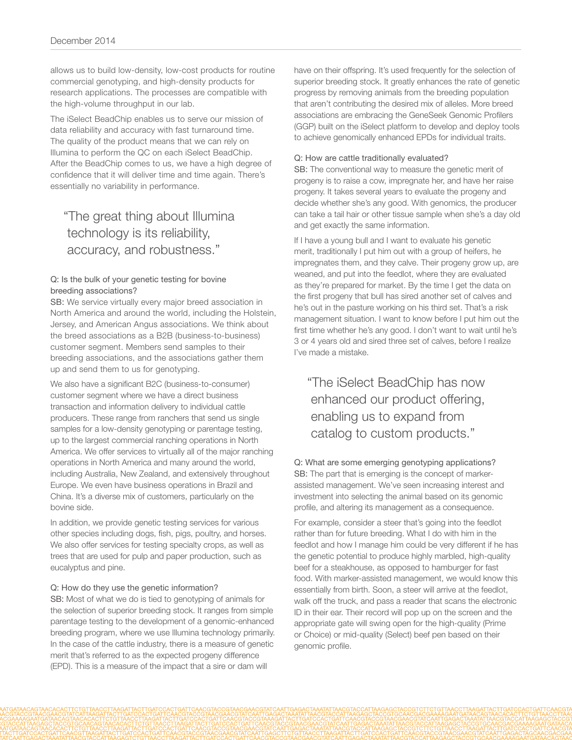allows us to build low-density, low-cost products for routine commercial genotyping, and high-density products for research applications. The processes are compatible with the high-volume throughput in our lab.

The iSelect BeadChip enables us to serve our mission of data reliability and accuracy with fast turnaround time. The quality of the product means that we can rely on Illumina to perform the QC on each iSelect BeadChip. After the BeadChip comes to us, we have a high degree of confidence that it will deliver time and time again. There's essentially no variability in performance.

> "The great thing about Illumina technology is its reliability, accuracy, and robustness."

Q: Is the bulk of your genetic testing for bovine breeding associations?
SB: We service virtually every major breed association in North America and around the world, including the Holstein, Jersey, and American Angus associations. We think about the breed associations as a B2B (business-to-business) customer segment. Members send samples to their breeding associations, and the associations gather them up and send them to us for genotyping.

We also have a significant B2C (business-to-consumer) customer segment where we have a direct business transaction and information delivery to individual cattle producers. These range from ranchers that send us single samples for a low-density genotyping or parentage testing, up to the largest commercial ranching operations in North America. We offer services to virtually all of the major ranching operations in North America and many around the world, including Australia, New Zealand, and extensively throughout Europe. We even have business operations in Brazil and China. It's a diverse mix of customers, particularly on the bovine side.

In addition, we provide genetic testing services for various other species including dogs, fish, pigs, poultry, and horses. We also offer services for testing specialty crops, as well as trees that are used for pulp and paper production, such as eucalyptus and pine.

Q: How do they use the genetic information?
SB: Most of what we do is tied to genotyping of animals for the selection of superior breeding stock. It ranges from simple parentage testing to the development of a genomic-enhanced breeding program, where we use Illumina technology primarily. In the case of the cattle industry, there is a measure of genetic merit that's referred to as the expected progeny difference (EPD). This is a measure of the impact that a sire or dam will have on their offspring. It's used frequently for the selection of superior breeding stock. It greatly enhances the rate of genetic progress by removing animals from the breeding population that aren't contributing the desired mix of alleles. More breed associations are embracing the GeneSeek Genomic Profilers (GGP) built on the iSelect platform to develop and deploy tools to achieve genomically enhanced EPDs for individual traits.

Q: How are cattle traditionally evaluated?
SB: The conventional way to measure the genetic merit of progeny is to raise a cow, impregnate her, and have her raise progeny. It takes several years to evaluate the progeny and decide whether she's any good. With genomics, the producer can take a tail hair or other tissue sample when she's a day old and get exactly the same information.

If I have a young bull and I want to evaluate his genetic merit, traditionally I put him out with a group of heifers, he impregnates them, and they calve. Their progeny grow up, are weaned, and put into the feedlot, where they are evaluated as they're prepared for market. By the time I get the data on the first progeny that bull has sired another set of calves and he's out in the pasture working on his third set. That's a risk management situation. I want to know before I put him out the first time whether he's any good. I don't want to wait until he's 3 or 4 years old and sired three set of calves, before I realize I've made a mistake.

> "The iSelect BeadChip has now enhanced our product offering, enabling us to expand from catalog to custom products."

Q: What are some emerging genotyping applications?
SB: The part that is emerging is the concept of marker-assisted management. We've seen increasing interest and investment into selecting the animal based on its genomic profile, and altering its management as a consequence.

For example, consider a steer that's going into the feedlot rather than for future breeding. What I do with him in the feedlot and how I manage him could be very different if he has the genetic potential to produce highly marbled, high-quality beef for a steakhouse, as opposed to hamburger for fast food. With marker-assisted management, we would know this essentially from birth. Soon, a steer will arrive at the feedlot, walk off the truck, and pass a reader that scans the electronic ID in their ear. Their record will pop up on the screen and the appropriate gate will swing open for the high-quality (Prime or Choice) or mid-quality (Select) beef pen based on their genomic profile.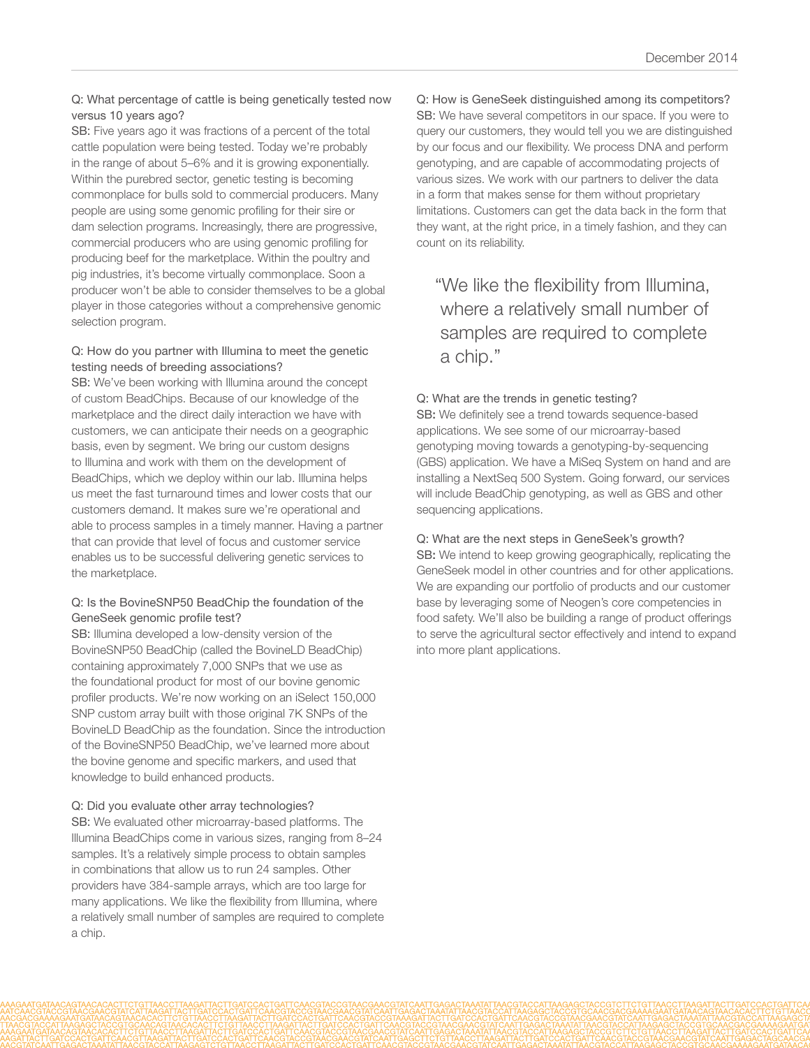**Q: What percentage of cattle is being genetically tested now versus 10 years ago?**
**SB:** Five years ago it was fractions of a percent of the total cattle population were being tested. Today we're probably in the range of about 5–6% and it is growing exponentially. Within the purebred sector, genetic testing is becoming commonplace for bulls sold to commercial producers. Many people are using some genomic profiling for their sire or dam selection programs. Increasingly, there are progressive, commercial producers who are using genomic profiling for producing beef for the marketplace. Within the poultry and pig industries, it's become virtually commonplace. Soon a producer won't be able to consider themselves to be a global player in those categories without a comprehensive genomic selection program.

**Q: How do you partner with Illumina to meet the genetic testing needs of breeding associations?**
**SB:** We've been working with Illumina around the concept of custom BeadChips. Because of our knowledge of the marketplace and the direct daily interaction we have with customers, we can anticipate their needs on a geographic basis, even by segment. We bring our custom designs to Illumina and work with them on the development of BeadChips, which we deploy within our lab. Illumina helps us meet the fast turnaround times and lower costs that our customers demand. It makes sure we're operational and able to process samples in a timely manner. Having a partner that can provide that level of focus and customer service enables us to be successful delivering genetic services to the marketplace.

**Q: Is the BovineSNP50 BeadChip the foundation of the GeneSeek genomic profile test?**
**SB:** Illumina developed a low-density version of the BovineSNP50 BeadChip (called the BovineLD BeadChip) containing approximately 7,000 SNPs that we use as the foundational product for most of our bovine genomic profiler products. We're now working on an iSelect 150,000 SNP custom array built with those original 7K SNPs of the BovineLD BeadChip as the foundation. Since the introduction of the BovineSNP50 BeadChip, we've learned more about the bovine genome and specific markers, and used that knowledge to build enhanced products.

**Q: Did you evaluate other array technologies?**
**SB:** We evaluated other microarray-based platforms. The Illumina BeadChips come in various sizes, ranging from 8–24 samples. It's a relatively simple process to obtain samples in combinations that allow us to run 24 samples. Other providers have 384-sample arrays, which are too large for many applications. We like the flexibility from Illumina, where a relatively small number of samples are required to complete a chip.

**Q: How is GeneSeek distinguished among its competitors?**
**SB:** We have several competitors in our space. If you were to query our customers, they would tell you we are distinguished by our focus and our flexibility. We process DNA and perform genotyping, and are capable of accommodating projects of various sizes. We work with our partners to deliver the data in a form that makes sense for them without proprietary limitations. Customers can get the data back in the form that they want, at the right price, in a timely fashion, and they can count on its reliability.

> "We like the flexibility from Illumina, where a relatively small number of samples are required to complete a chip."

**Q: What are the trends in genetic testing?**
**SB:** We definitely see a trend towards sequence-based applications. We see some of our microarray-based genotyping moving towards a genotyping-by-sequencing (GBS) application. We have a MiSeq System on hand and are installing a NextSeq 500 System. Going forward, our services will include BeadChip genotyping, as well as GBS and other sequencing applications.

**Q: What are the next steps in GeneSeek's growth?**
**SB:** We intend to keep growing geographically, replicating the GeneSeek model in other countries and for other applications. We are expanding our portfolio of products and our customer base by leveraging some of Neogen's core competencies in food safety. We'll also be building a range of product offerings to serve the agricultural sector effectively and intend to expand into more plant applications.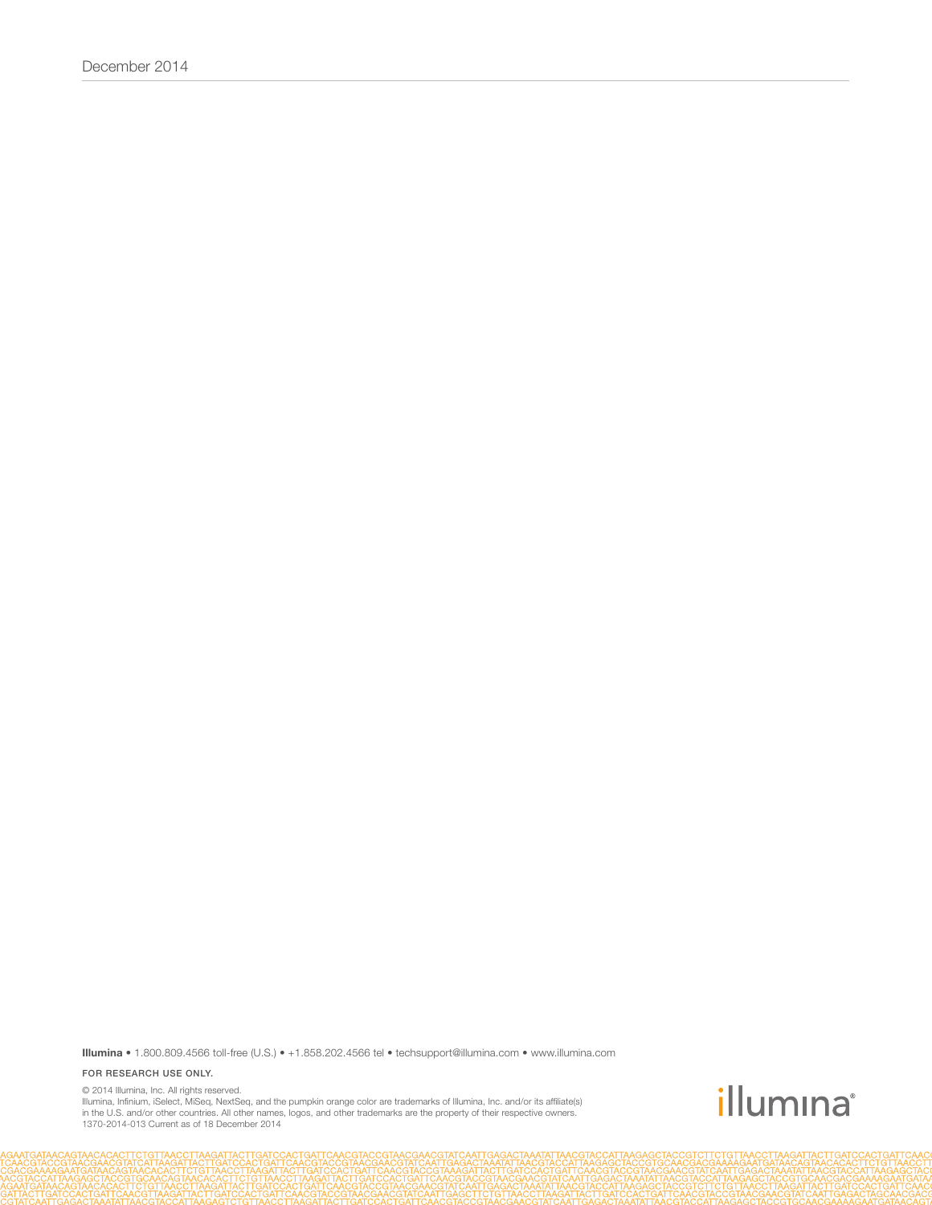December 2014

**Illumina** • 1.800.809.4566 toll-free (U.S.) • +1.858.202.4566 tel • techsupport@illumina.com • www.illumina.com

FOR RESEARCH USE ONLY.

© 2014 Illumina, Inc. All rights reserved.
Illumina, Infinium, iSelect, MiSeq, NextSeq, and the pumpkin orange color are trademarks of Illumina, Inc. and/or its affiliate(s) in the U.S. and/or other countries. All other names, logos, and other trademarks are the property of their respective owners.
1370-2014-013 Current as of 18 December 2014